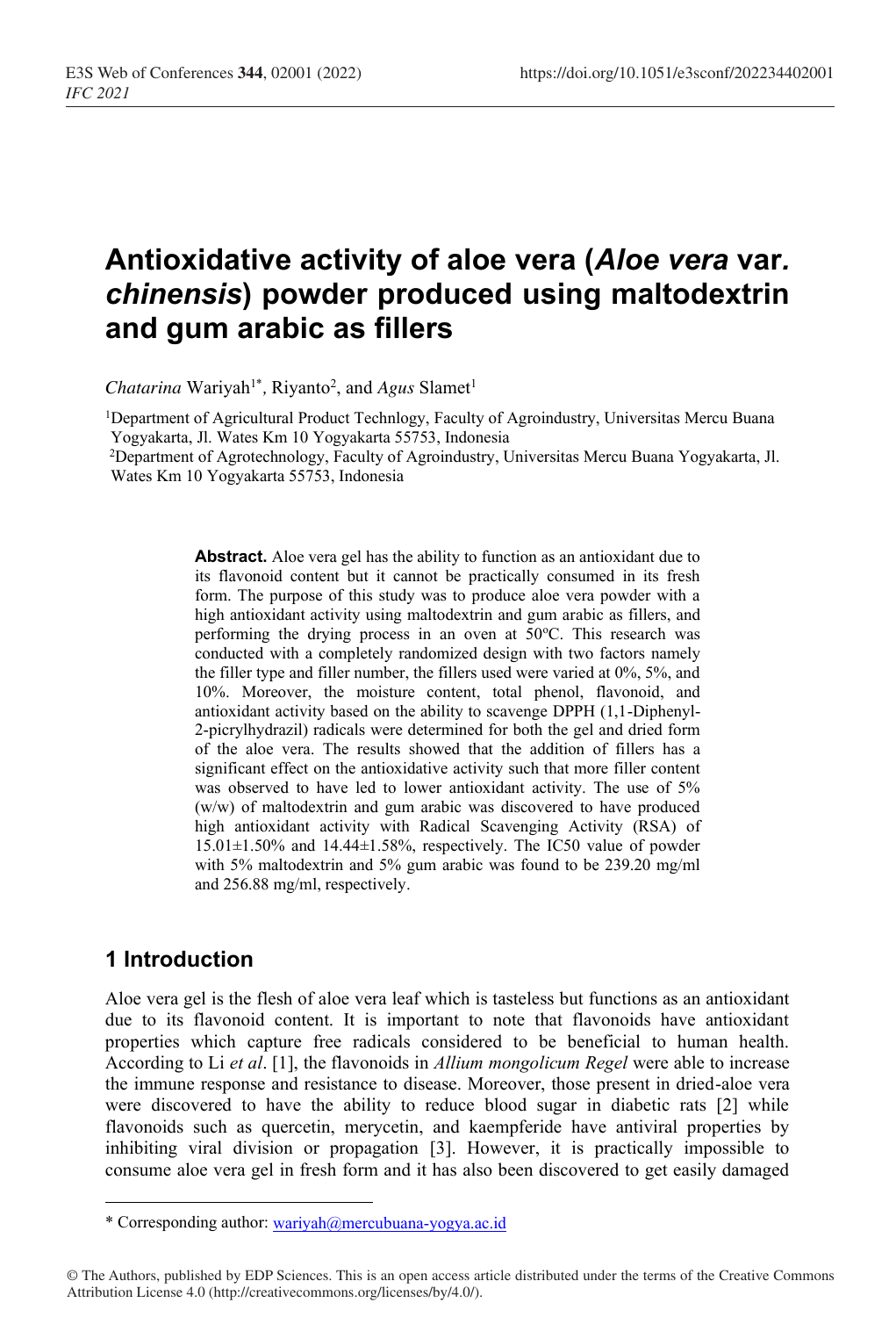# Antioxidative activity of aloe vera (*Aloe vera* var. *chinensis*) powder produced using maltodextrin and gum arabic as fillers

*Chatarina* Wariyah[1*], Riyanto[2], and *Agus* Slamet[1]

[1]Department of Agricultural Product Technlogy, Faculty of Agroindustry, Universitas Mercu Buana Yogyakarta, Jl. Wates Km 10 Yogyakarta 55753, Indonesia

[2]Department of Agrotechnology, Faculty of Agroindustry, Universitas Mercu Buana Yogyakarta, Jl. Wates Km 10 Yogyakarta 55753, Indonesia

**Abstract.** Aloe vera gel has the ability to function as an antioxidant due to its flavonoid content but it cannot be practically consumed in its fresh form. The purpose of this study was to produce aloe vera powder with a high antioxidant activity using maltodextrin and gum arabic as fillers, and performing the drying process in an oven at 50°C. This research was conducted with a completely randomized design with two factors namely the filler type and filler number, the fillers used were varied at 0%, 5%, and 10%. Moreover, the moisture content, total phenol, flavonoid, and antioxidant activity based on the ability to scavenge DPPH (1,1-Diphenyl-2-picrylhydrazil) radicals were determined for both the gel and dried form of the aloe vera. The results showed that the addition of fillers has a significant effect on the antioxidative activity such that more filler content was observed to have led to lower antioxidant activity. The use of 5% (w/w) of maltodextrin and gum arabic was discovered to have produced high antioxidant activity with Radical Scavenging Activity (RSA) of 15.01±1.50% and 14.44±1.58%, respectively. The IC50 value of powder with 5% maltodextrin and 5% gum arabic was found to be 239.20 mg/ml and 256.88 mg/ml, respectively.

## 1 Introduction

Aloe vera gel is the flesh of aloe vera leaf which is tasteless but functions as an antioxidant due to its flavonoid content. It is important to note that flavonoids have antioxidant properties which capture free radicals considered to be beneficial to human health. According to Li *et al*. [1], the flavonoids in *Allium mongolicum Regel* were able to increase the immune response and resistance to disease. Moreover, those present in dried-aloe vera were discovered to have the ability to reduce blood sugar in diabetic rats [2] while flavonoids such as quercetin, merycetin, and kaempferide have antiviral properties by inhibiting viral division or propagation [3]. However, it is practically impossible to consume aloe vera gel in fresh form and it has also been discovered to get easily damaged

---

\* Corresponding author: wariyah@mercubuana-yogya.ac.id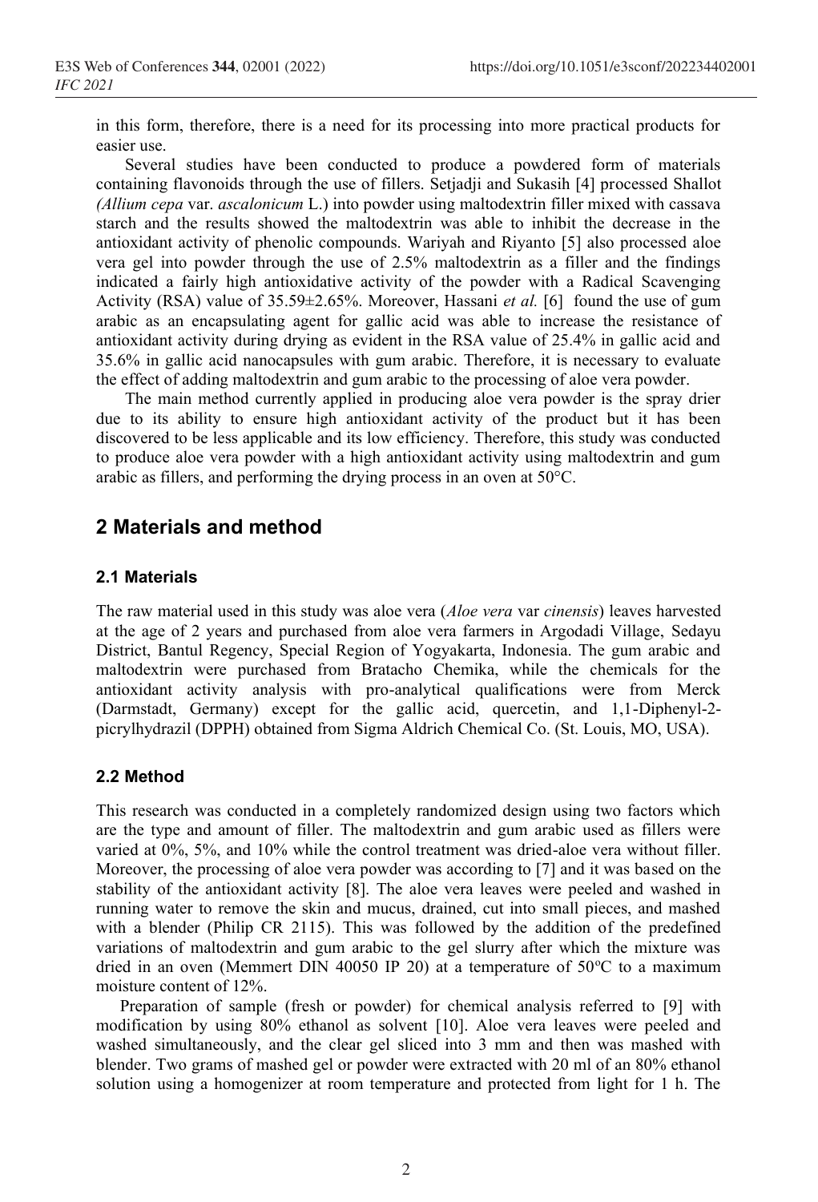in this form, therefore, there is a need for its processing into more practical products for easier use.

Several studies have been conducted to produce a powdered form of materials containing flavonoids through the use of fillers. Setjadji and Sukasih [4] processed Shallot *(Allium cepa* var. *ascalonicum* L.) into powder using maltodextrin filler mixed with cassava starch and the results showed the maltodextrin was able to inhibit the decrease in the antioxidant activity of phenolic compounds. Wariyah and Riyanto [5] also processed aloe vera gel into powder through the use of 2.5% maltodextrin as a filler and the findings indicated a fairly high antioxidative activity of the powder with a Radical Scavenging Activity (RSA) value of 35.59±2.65%. Moreover, Hassani *et al.* [6] found the use of gum arabic as an encapsulating agent for gallic acid was able to increase the resistance of antioxidant activity during drying as evident in the RSA value of 25.4% in gallic acid and 35.6% in gallic acid nanocapsules with gum arabic. Therefore, it is necessary to evaluate the effect of adding maltodextrin and gum arabic to the processing of aloe vera powder.

The main method currently applied in producing aloe vera powder is the spray drier due to its ability to ensure high antioxidant activity of the product but it has been discovered to be less applicable and its low efficiency. Therefore, this study was conducted to produce aloe vera powder with a high antioxidant activity using maltodextrin and gum arabic as fillers, and performing the drying process in an oven at 50°C.

## 2 Materials and method

### 2.1 Materials

The raw material used in this study was aloe vera (*Aloe vera* var *cinensis*) leaves harvested at the age of 2 years and purchased from aloe vera farmers in Argodadi Village, Sedayu District, Bantul Regency, Special Region of Yogyakarta, Indonesia. The gum arabic and maltodextrin were purchased from Bratacho Chemika, while the chemicals for the antioxidant activity analysis with pro-analytical qualifications were from Merck (Darmstadt, Germany) except for the gallic acid, quercetin, and 1,1-Diphenyl-2-picrylhydrazil (DPPH) obtained from Sigma Aldrich Chemical Co. (St. Louis, MO, USA).

### 2.2 Method

This research was conducted in a completely randomized design using two factors which are the type and amount of filler. The maltodextrin and gum arabic used as fillers were varied at 0%, 5%, and 10% while the control treatment was dried-aloe vera without filler. Moreover, the processing of aloe vera powder was according to [7] and it was based on the stability of the antioxidant activity [8]. The aloe vera leaves were peeled and washed in running water to remove the skin and mucus, drained, cut into small pieces, and mashed with a blender (Philip CR 2115). This was followed by the addition of the predefined variations of maltodextrin and gum arabic to the gel slurry after which the mixture was dried in an oven (Memmert DIN 40050 IP 20) at a temperature of 50ºC to a maximum moisture content of 12%.

Preparation of sample (fresh or powder) for chemical analysis referred to [9] with modification by using 80% ethanol as solvent [10]. Aloe vera leaves were peeled and washed simultaneously, and the clear gel sliced into 3 mm and then was mashed with blender. Two grams of mashed gel or powder were extracted with 20 ml of an 80% ethanol solution using a homogenizer at room temperature and protected from light for 1 h. The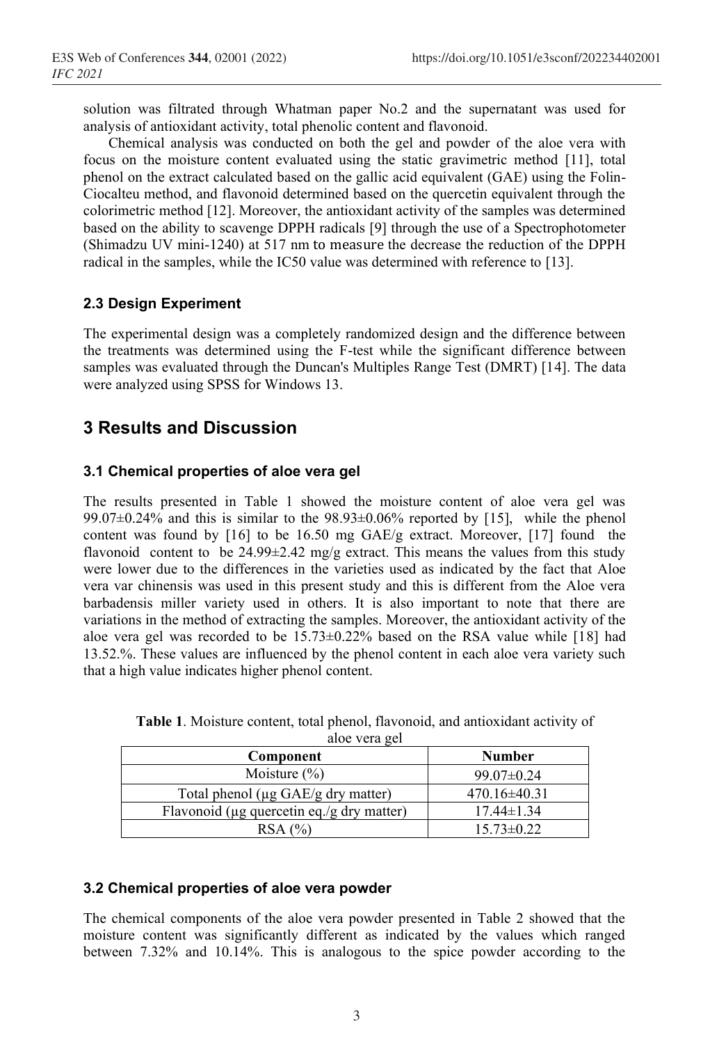solution was filtrated through Whatman paper No.2 and the supernatant was used for analysis of antioxidant activity, total phenolic content and flavonoid.

Chemical analysis was conducted on both the gel and powder of the aloe vera with focus on the moisture content evaluated using the static gravimetric method [11], total phenol on the extract calculated based on the gallic acid equivalent (GAE) using the Folin-Ciocalteu method, and flavonoid determined based on the quercetin equivalent through the colorimetric method [12]. Moreover, the antioxidant activity of the samples was determined based on the ability to scavenge DPPH radicals [9] through the use of a Spectrophotometer (Shimadzu UV mini-1240) at 517 nm to measure the decrease the reduction of the DPPH radical in the samples, while the IC50 value was determined with reference to [13].

### 2.3 Design Experiment

The experimental design was a completely randomized design and the difference between the treatments was determined using the F-test while the significant difference between samples was evaluated through the Duncan's Multiples Range Test (DMRT) [14]. The data were analyzed using SPSS for Windows 13.

## 3 Results and Discussion

### 3.1 Chemical properties of aloe vera gel

The results presented in Table 1 showed the moisture content of aloe vera gel was 99.07±0.24% and this is similar to the 98.93±0.06% reported by [15], while the phenol content was found by [16] to be 16.50 mg GAE/g extract. Moreover, [17] found the flavonoid content to be 24.99±2.42 mg/g extract. This means the values from this study were lower due to the differences in the varieties used as indicated by the fact that Aloe vera var chinensis was used in this present study and this is different from the Aloe vera barbadensis miller variety used in others. It is also important to note that there are variations in the method of extracting the samples. Moreover, the antioxidant activity of the aloe vera gel was recorded to be 15.73±0.22% based on the RSA value while [18] had 13.52.%. These values are influenced by the phenol content in each aloe vera variety such that a high value indicates higher phenol content.

**Table 1**. Moisture content, total phenol, flavonoid, and antioxidant activity of aloe vera gel

| Component | Number |
|---|---|
| Moisture (%) | 99.07±0.24 |
| Total phenol (μg GAE/g dry matter) | 470.16±40.31 |
| Flavonoid (μg quercetin eq./g dry matter) | 17.44±1.34 |
| RSA (%) | 15.73±0.22 |

### 3.2 Chemical properties of aloe vera powder

The chemical components of the aloe vera powder presented in Table 2 showed that the moisture content was significantly different as indicated by the values which ranged between 7.32% and 10.14%. This is analogous to the spice powder according to the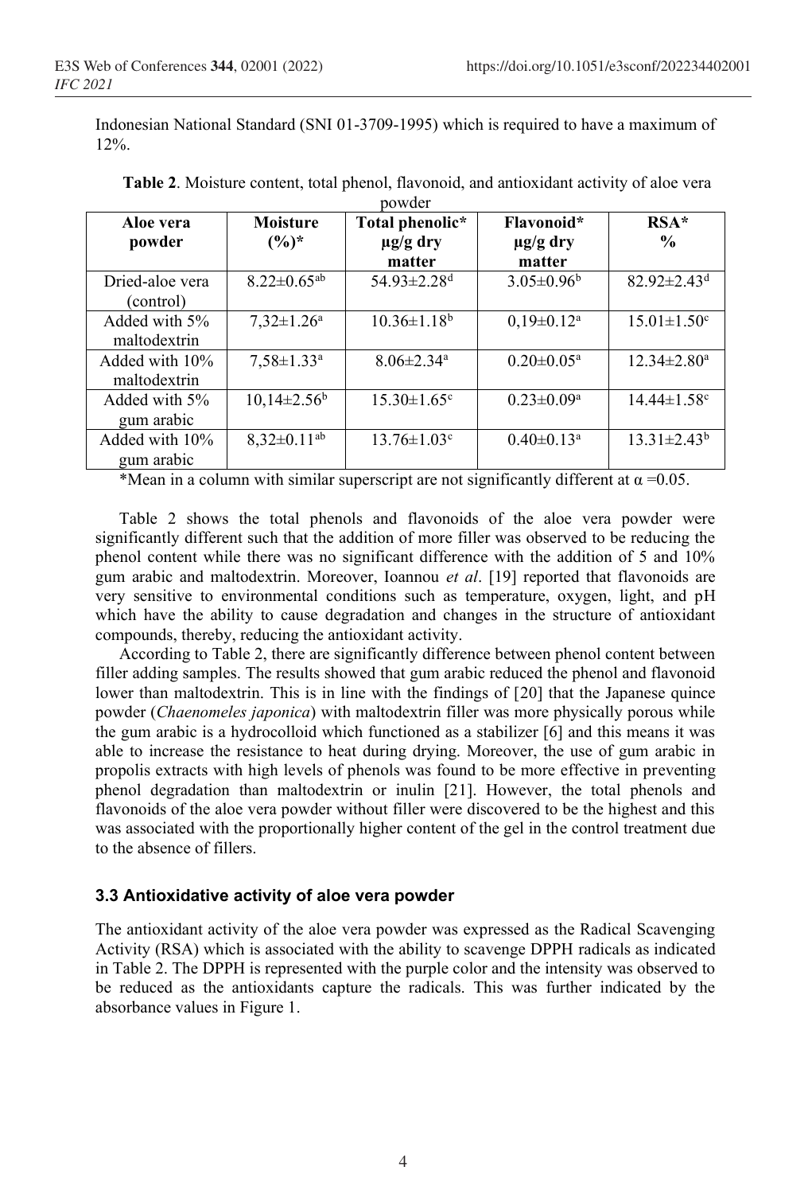Indonesian National Standard (SNI 01-3709-1995) which is required to have a maximum of 12%.

**Table 2**. Moisture content, total phenol, flavonoid, and antioxidant activity of aloe vera powder

| Aloe vera powder | Moisture (%)* | Total phenolic* µg/g dry matter | Flavonoid* µg/g dry matter | RSA* % |
|---|---|---|---|---|
| Dried-aloe vera (control) | 8.22±0.65$^{ab}$ | 54.93±2.28$^{d}$ | 3.05±0.96$^{b}$ | 82.92±2.43$^{d}$ |
| Added with 5% maltodextrin | 7,32±1.26$^{a}$ | 10.36±1.18$^{b}$ | 0,19±0.12$^{a}$ | 15.01±1.50$^{c}$ |
| Added with 10% maltodextrin | 7,58±1.33$^{a}$ | 8.06±2.34$^{a}$ | 0.20±0.05$^{a}$ | 12.34±2.80$^{a}$ |
| Added with 5% gum arabic | 10,14±2.56$^{b}$ | 15.30±1.65$^{c}$ | 0.23±0.09$^{a}$ | 14.44±1.58$^{c}$ |
| Added with 10% gum arabic | 8,32±0.11$^{ab}$ | 13.76±1.03$^{c}$ | 0.40±0.13$^{a}$ | 13.31±2.43$^{b}$ |

*Mean in a column with similar superscript are not significantly different at $\alpha$ =0.05.

Table 2 shows the total phenols and flavonoids of the aloe vera powder were significantly different such that the addition of more filler was observed to be reducing the phenol content while there was no significant difference with the addition of 5 and 10% gum arabic and maltodextrin. Moreover, Ioannou *et al*. [19] reported that flavonoids are very sensitive to environmental conditions such as temperature, oxygen, light, and pH which have the ability to cause degradation and changes in the structure of antioxidant compounds, thereby, reducing the antioxidant activity.

According to Table 2, there are significantly difference between phenol content between filler adding samples. The results showed that gum arabic reduced the phenol and flavonoid lower than maltodextrin. This is in line with the findings of [20] that the Japanese quince powder (*Chaenomeles japonica*) with maltodextrin filler was more physically porous while the gum arabic is a hydrocolloid which functioned as a stabilizer [6] and this means it was able to increase the resistance to heat during drying. Moreover, the use of gum arabic in propolis extracts with high levels of phenols was found to be more effective in preventing phenol degradation than maltodextrin or inulin [21]. However, the total phenols and flavonoids of the aloe vera powder without filler were discovered to be the highest and this was associated with the proportionally higher content of the gel in the control treatment due to the absence of fillers.

### 3.3 Antioxidative activity of aloe vera powder

The antioxidant activity of the aloe vera powder was expressed as the Radical Scavenging Activity (RSA) which is associated with the ability to scavenge DPPH radicals as indicated in Table 2. The DPPH is represented with the purple color and the intensity was observed to be reduced as the antioxidants capture the radicals. This was further indicated by the absorbance values in Figure 1.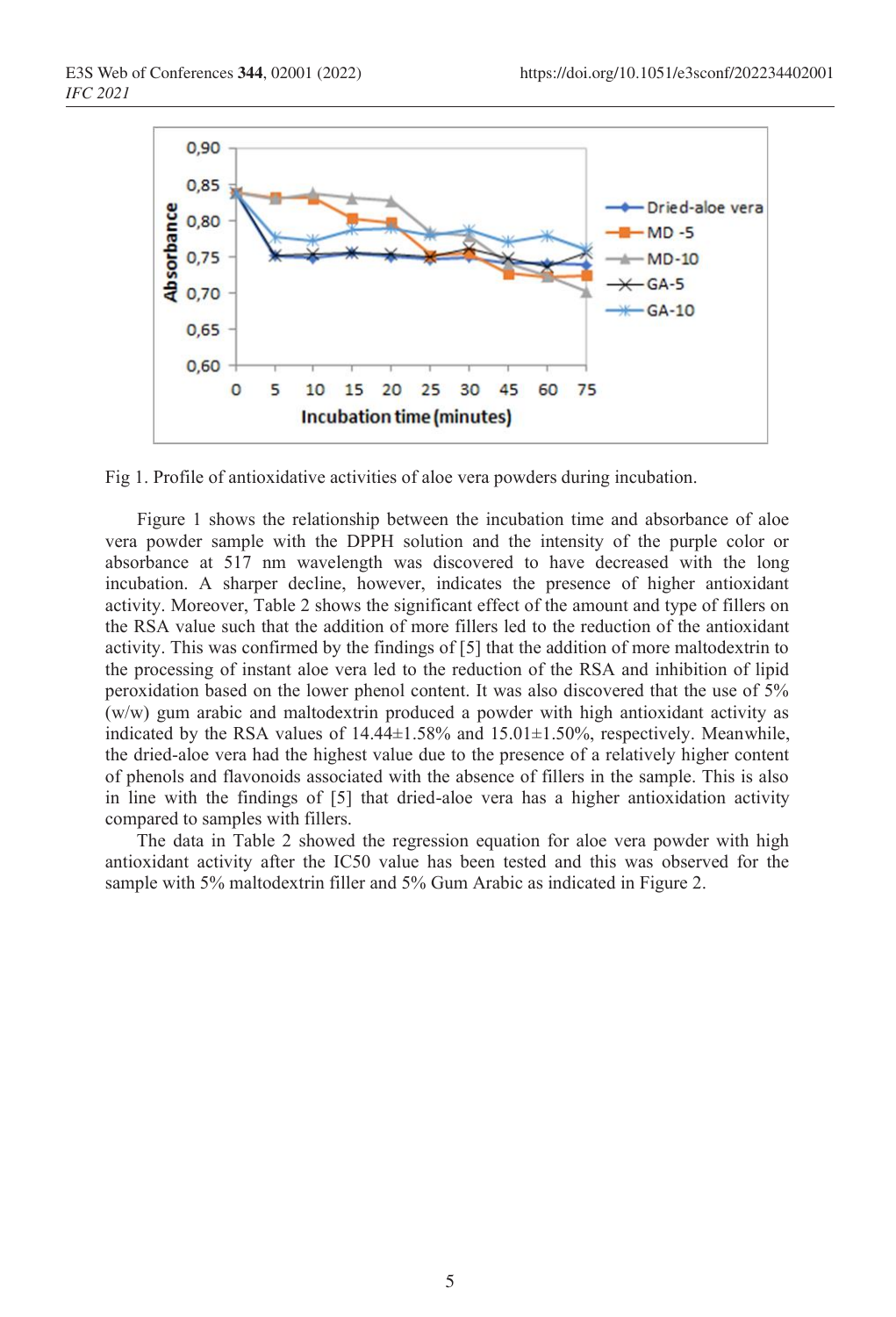Fig 1. Profile of antioxidative activities of aloe vera powders during incubation.

Figure 1 shows the relationship between the incubation time and absorbance of aloe vera powder sample with the DPPH solution and the intensity of the purple color or absorbance at 517 nm wavelength was discovered to have decreased with the long incubation. A sharper decline, however, indicates the presence of higher antioxidant activity. Moreover, Table 2 shows the significant effect of the amount and type of fillers on the RSA value such that the addition of more fillers led to the reduction of the antioxidant activity. This was confirmed by the findings of [5] that the addition of more maltodextrin to the processing of instant aloe vera led to the reduction of the RSA and inhibition of lipid peroxidation based on the lower phenol content. It was also discovered that the use of 5% (w/w) gum arabic and maltodextrin produced a powder with high antioxidant activity as indicated by the RSA values of 14.44±1.58% and 15.01±1.50%, respectively. Meanwhile, the dried-aloe vera had the highest value due to the presence of a relatively higher content of phenols and flavonoids associated with the absence of fillers in the sample. This is also in line with the findings of [5] that dried-aloe vera has a higher antioxidation activity compared to samples with fillers.

The data in Table 2 showed the regression equation for aloe vera powder with high antioxidant activity after the IC50 value has been tested and this was observed for the sample with 5% maltodextrin filler and 5% Gum Arabic as indicated in Figure 2.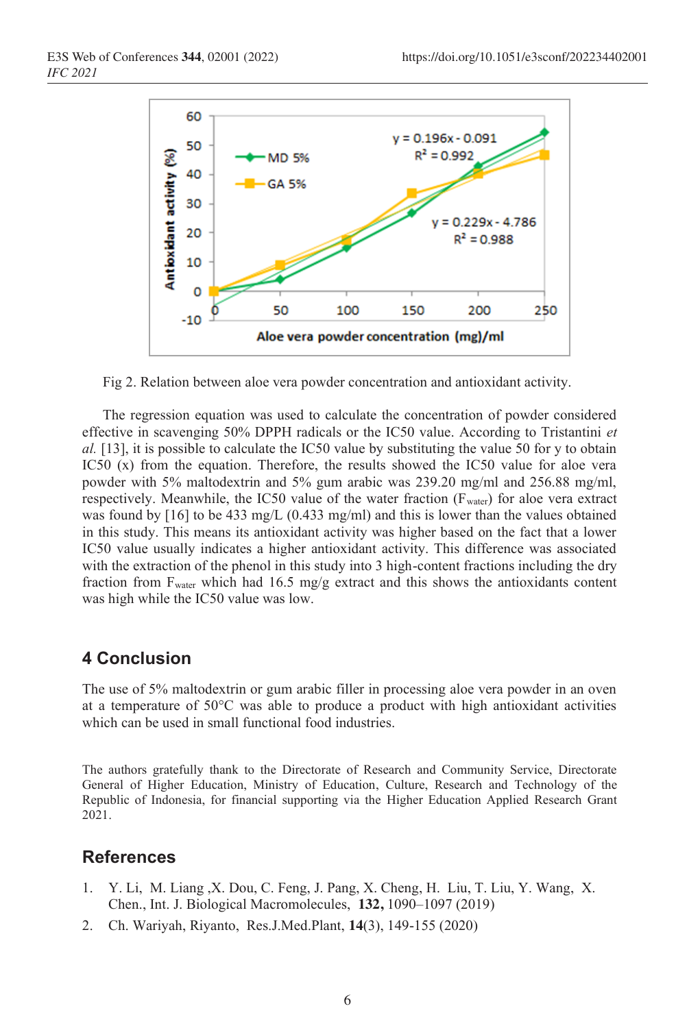Fig 2. Relation between aloe vera powder concentration and antioxidant activity.

The regression equation was used to calculate the concentration of powder considered effective in scavenging 50% DPPH radicals or the IC50 value. According to Tristantini *et al.* [13], it is possible to calculate the IC50 value by substituting the value 50 for y to obtain IC50 (x) from the equation. Therefore, the results showed the IC50 value for aloe vera powder with 5% maltodextrin and 5% gum arabic was 239.20 mg/ml and 256.88 mg/ml, respectively. Meanwhile, the IC50 value of the water fraction ($F_{water}$) for aloe vera extract was found by [16] to be 433 mg/L (0.433 mg/ml) and this is lower than the values obtained in this study. This means its antioxidant activity was higher based on the fact that a lower IC50 value usually indicates a higher antioxidant activity. This difference was associated with the extraction of the phenol in this study into 3 high-content fractions including the dry fraction from $F_{water}$ which had 16.5 mg/g extract and this shows the antioxidants content was high while the IC50 value was low.

## 4 Conclusion

The use of 5% maltodextrin or gum arabic filler in processing aloe vera powder in an oven at a temperature of 50°C was able to produce a product with high antioxidant activities which can be used in small functional food industries.

The authors gratefully thank to the Directorate of Research and Community Service, Directorate General of Higher Education, Ministry of Education, Culture, Research and Technology of the Republic of Indonesia, for financial supporting via the Higher Education Applied Research Grant 2021.

## References

1. Y. Li, M. Liang ,X. Dou, C. Feng, J. Pang, X. Cheng, H. Liu, T. Liu, Y. Wang, X. Chen., Int. J. Biological Macromolecules, **132,** 1090–1097 (2019)
2. Ch. Wariyah, Riyanto, Res.J.Med.Plant, **14**(3), 149-155 (2020)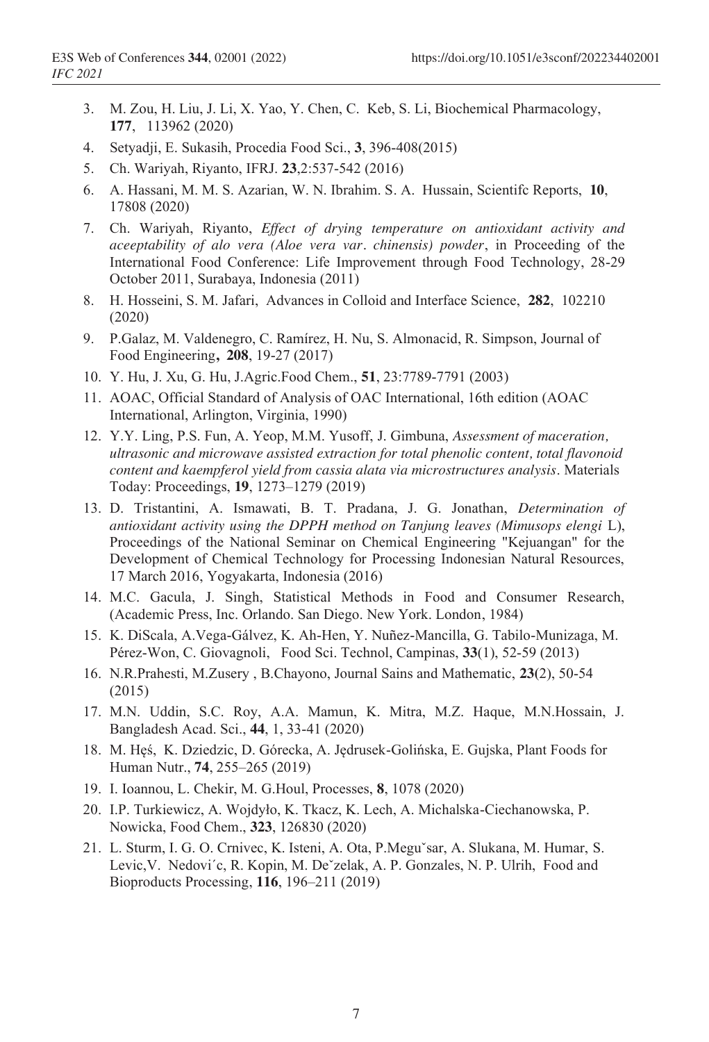3. M. Zou, H. Liu, J. Li, X. Yao, Y. Chen, C. Keb, S. Li, Biochemical Pharmacology, **177**, 113962 (2020)
4. Setyadji, E. Sukasih, Procedia Food Sci., **3**, 396-408(2015)
5. Ch. Wariyah, Riyanto, IFRJ. **23**,2:537-542 (2016)
6. A. Hassani, M. M. S. Azarian, W. N. Ibrahim. S. A. Hussain, Scientifc Reports, **10**, 17808 (2020)
7. Ch. Wariyah, Riyanto, *Effect of drying temperature on antioxidant activity and aceeptability of alo vera (Aloe vera var. chinensis) powder*, in Proceeding of the International Food Conference: Life Improvement through Food Technology, 28-29 October 2011, Surabaya, Indonesia (2011)
8. H. Hosseini, S. M. Jafari, Advances in Colloid and Interface Science, **282**, 102210 (2020)
9. P.Galaz, M. Valdenegro, C. Ramírez, H. Nu, S. Almonacid, R. Simpson, Journal of Food Engineering**, 208**, 19-27 (2017)
10. Y. Hu, J. Xu, G. Hu, J.Agric.Food Chem., **51**, 23:7789-7791 (2003)
11. AOAC, Official Standard of Analysis of OAC International, 16th edition (AOAC International, Arlington, Virginia, 1990)
12. Y.Y. Ling, P.S. Fun, A. Yeop, M.M. Yusoff, J. Gimbuna, *Assessment of maceration, ultrasonic and microwave assisted extraction for total phenolic content, total flavonoid content and kaempferol yield from cassia alata via microstructures analysis*. Materials Today: Proceedings, **19**, 1273–1279 (2019)
13. D. Tristantini, A. Ismawati, B. T. Pradana, J. G. Jonathan, *Determination of antioxidant activity using the DPPH method on Tanjung leaves (Mimusops elengi* L), Proceedings of the National Seminar on Chemical Engineering "Kejuangan" for the Development of Chemical Technology for Processing Indonesian Natural Resources, 17 March 2016, Yogyakarta, Indonesia (2016)
14. M.C. Gacula, J. Singh, Statistical Methods in Food and Consumer Research, (Academic Press, Inc. Orlando. San Diego. New York. London, 1984)
15. K. DiScala, A.Vega-Gálvez, K. Ah-Hen, Y. Nuñez-Mancilla, G. Tabilo-Munizaga, M. Pérez-Won, C. Giovagnoli, Food Sci. Technol, Campinas, **33**(1), 52-59 (2013)
16. N.R.Prahesti, M.Zusery , B.Chayono, Journal Sains and Mathematic, **23**(2), 50-54 (2015)
17. M.N. Uddin, S.C. Roy, A.A. Mamun, K. Mitra, M.Z. Haque, M.N.Hossain, J. Bangladesh Acad. Sci., **44**, 1, 33-41 (2020)
18. M. Hęś, K. Dziedzic, D. Górecka, A. Jędrusek-Golińska, E. Gujska, Plant Foods for Human Nutr., **74**, 255–265 (2019)
19. I. Ioannou, L. Chekir, M. G.Houl, Processes, **8**, 1078 (2020)
20. I.P. Turkiewicz, A. Wojdyło, K. Tkacz, K. Lech, A. Michalska-Ciechanowska, P. Nowicka, Food Chem., **323**, 126830 (2020)
21. L. Sturm, I. G. O. Crnivec, K. Isteni, A. Ota, P.Megušar, A. Slukana, M. Humar, S. Levic,V. Nedović, R. Kopin, M. Deželak, A. P. Gonzales, N. P. Ulrih, Food and Bioproducts Processing, **116**, 196–211 (2019)